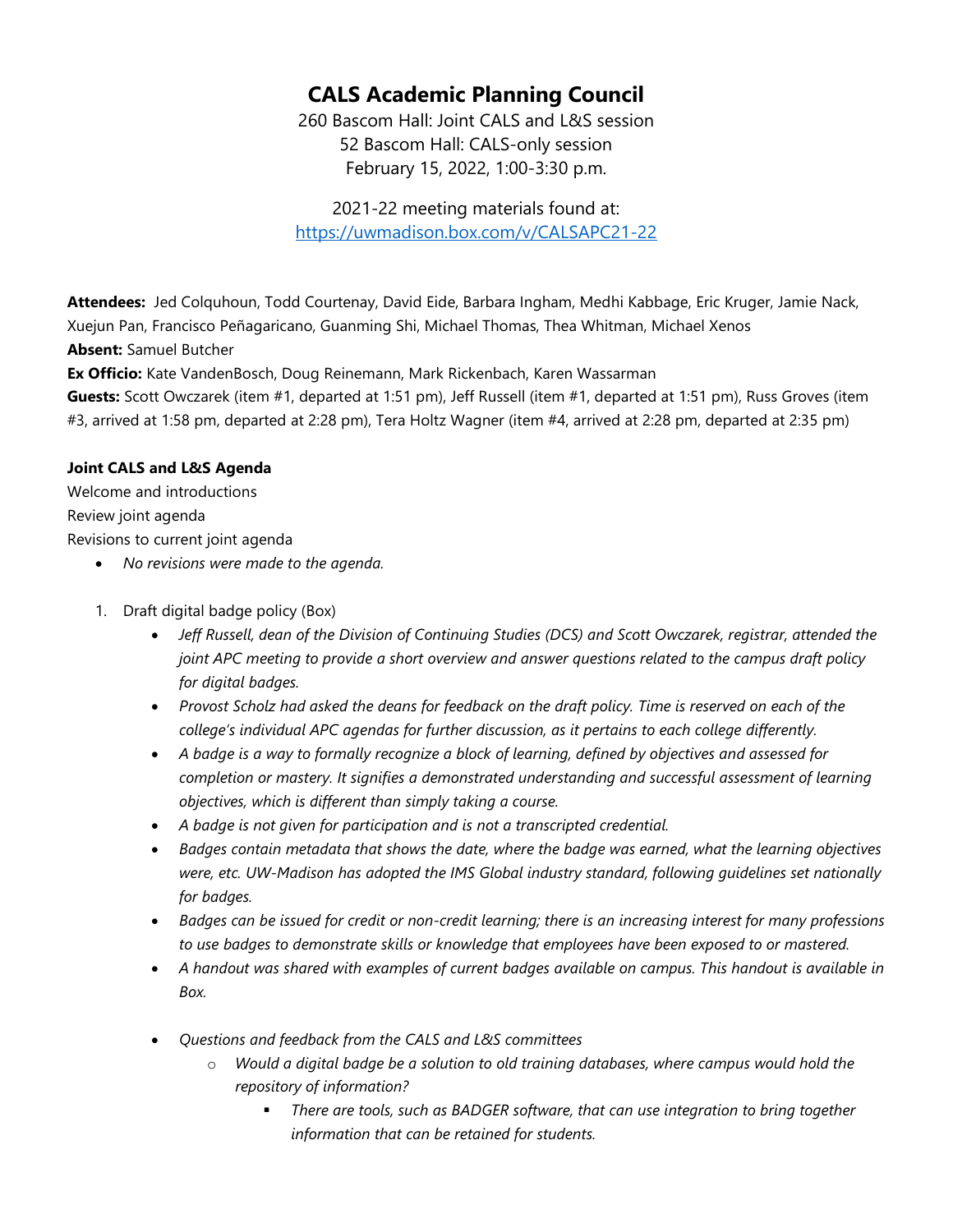# CALS Academic Planning Council

260 Bascom Hall: Joint CALS and L&S session
52 Bascom Hall: CALS-only session
February 15, 2022, 1:00-3:30 p.m.

2021-22 meeting materials found at:
https://uwmadison.box.com/v/CALSAPC21-22

**Attendees:** Jed Colquhoun, Todd Courtenay, David Eide, Barbara Ingham, Medhi Kabbage, Eric Kruger, Jamie Nack, Xuejun Pan, Francisco Peñagaricano, Guanming Shi, Michael Thomas, Thea Whitman, Michael Xenos
**Absent:** Samuel Butcher
**Ex Officio:** Kate VandenBosch, Doug Reinemann, Mark Rickenbach, Karen Wassarman
**Guests:** Scott Owczarek (item #1, departed at 1:51 pm), Jeff Russell (item #1, departed at 1:51 pm), Russ Groves (item #3, arrived at 1:58 pm, departed at 2:28 pm), Tera Holtz Wagner (item #4, arrived at 2:28 pm, departed at 2:35 pm)

**Joint CALS and L&S Agenda**

Welcome and introductions
Review joint agenda
Revisions to current joint agenda

- *No revisions were made to the agenda.*

1. Draft digital badge policy (Box)
    - *Jeff Russell, dean of the Division of Continuing Studies (DCS) and Scott Owczarek, registrar, attended the joint APC meeting to provide a short overview and answer questions related to the campus draft policy for digital badges.*
    - *Provost Scholz had asked the deans for feedback on the draft policy. Time is reserved on each of the college's individual APC agendas for further discussion, as it pertains to each college differently.*
    - *A badge is a way to formally recognize a block of learning, defined by objectives and assessed for completion or mastery. It signifies a demonstrated understanding and successful assessment of learning objectives, which is different than simply taking a course.*
    - *A badge is not given for participation and is not a transcripted credential.*
    - *Badges contain metadata that shows the date, where the badge was earned, what the learning objectives were, etc. UW-Madison has adopted the IMS Global industry standard, following guidelines set nationally for badges.*
    - *Badges can be issued for credit or non-credit learning; there is an increasing interest for many professions to use badges to demonstrate skills or knowledge that employees have been exposed to or mastered.*
    - *A handout was shared with examples of current badges available on campus. This handout is available in Box.*

    - *Questions and feedback from the CALS and L&S committees*
        - *Would a digital badge be a solution to old training databases, where campus would hold the repository of information?*
            - *There are tools, such as BADGER software, that can use integration to bring together information that can be retained for students.*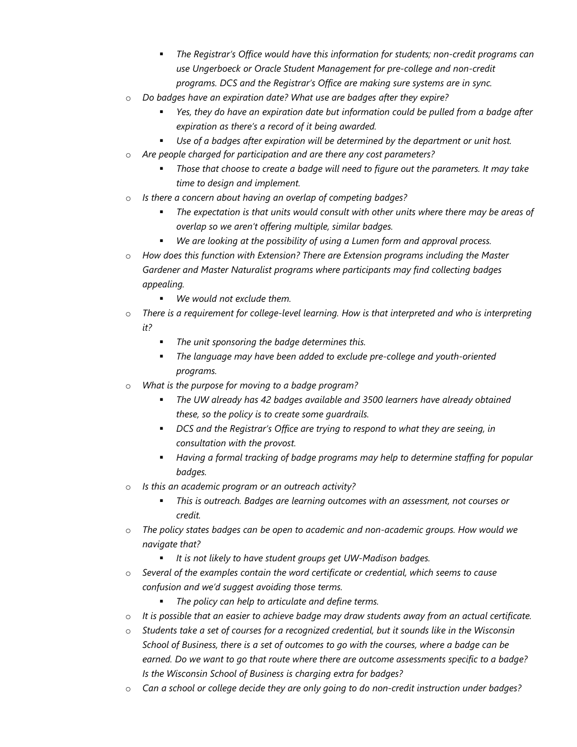- *The Registrar's Office would have this information for students; non-credit programs can use Ungerboeck or Oracle Student Management for pre-college and non-credit programs. DCS and the Registrar's Office are making sure systems are in sync.*
    - *Do badges have an expiration date? What use are badges after they expire?*
        - *Yes, they do have an expiration date but information could be pulled from a badge after expiration as there's a record of it being awarded.*
        - *Use of a badges after expiration will be determined by the department or unit host.*
    - *Are people charged for participation and are there any cost parameters?*
        - *Those that choose to create a badge will need to figure out the parameters. It may take time to design and implement.*
    - *Is there a concern about having an overlap of competing badges?*
        - *The expectation is that units would consult with other units where there may be areas of overlap so we aren't offering multiple, similar badges.*
        - *We are looking at the possibility of using a Lumen form and approval process.*
    - *How does this function with Extension? There are Extension programs including the Master Gardener and Master Naturalist programs where participants may find collecting badges appealing.*
        - *We would not exclude them.*
    - *There is a requirement for college-level learning. How is that interpreted and who is interpreting it?*
        - *The unit sponsoring the badge determines this.*
        - *The language may have been added to exclude pre-college and youth-oriented programs.*
    - *What is the purpose for moving to a badge program?*
        - *The UW already has 42 badges available and 3500 learners have already obtained these, so the policy is to create some guardrails.*
        - *DCS and the Registrar's Office are trying to respond to what they are seeing, in consultation with the provost.*
        - *Having a formal tracking of badge programs may help to determine staffing for popular badges.*
    - *Is this an academic program or an outreach activity?*
        - *This is outreach. Badges are learning outcomes with an assessment, not courses or credit.*
    - *The policy states badges can be open to academic and non-academic groups. How would we navigate that?*
        - *It is not likely to have student groups get UW-Madison badges.*
    - *Several of the examples contain the word certificate or credential, which seems to cause confusion and we'd suggest avoiding those terms.*
        - *The policy can help to articulate and define terms.*
    - *It is possible that an easier to achieve badge may draw students away from an actual certificate.*
    - *Students take a set of courses for a recognized credential, but it sounds like in the Wisconsin School of Business, there is a set of outcomes to go with the courses, where a badge can be earned. Do we want to go that route where there are outcome assessments specific to a badge? Is the Wisconsin School of Business is charging extra for badges?*
    - *Can a school or college decide they are only going to do non-credit instruction under badges?*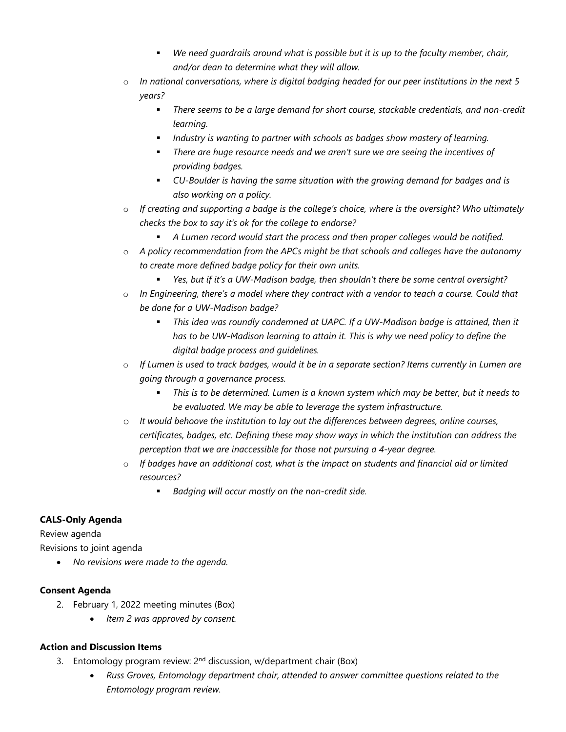- *We need guardrails around what is possible but it is up to the faculty member, chair, and/or dean to determine what they will allow.*
    - *In national conversations, where is digital badging headed for our peer institutions in the next 5 years?*
        - *There seems to be a large demand for short course, stackable credentials, and non-credit learning.*
        - *Industry is wanting to partner with schools as badges show mastery of learning.*
        - *There are huge resource needs and we aren't sure we are seeing the incentives of providing badges.*
        - *CU-Boulder is having the same situation with the growing demand for badges and is also working on a policy.*
    - *If creating and supporting a badge is the college's choice, where is the oversight? Who ultimately checks the box to say it's ok for the college to endorse?*
        - *A Lumen record would start the process and then proper colleges would be notified.*
    - *A policy recommendation from the APCs might be that schools and colleges have the autonomy to create more defined badge policy for their own units.*
        - *Yes, but if it's a UW-Madison badge, then shouldn't there be some central oversight?*
    - *In Engineering, there's a model where they contract with a vendor to teach a course. Could that be done for a UW-Madison badge?*
        - *This idea was roundly condemned at UAPC. If a UW-Madison badge is attained, then it has to be UW-Madison learning to attain it. This is why we need policy to define the digital badge process and guidelines.*
    - *If Lumen is used to track badges, would it be in a separate section? Items currently in Lumen are going through a governance process.*
        - *This is to be determined. Lumen is a known system which may be better, but it needs to be evaluated. We may be able to leverage the system infrastructure.*
    - *It would behoove the institution to lay out the differences between degrees, online courses, certificates, badges, etc. Defining these may show ways in which the institution can address the perception that we are inaccessible for those not pursuing a 4-year degree.*
    - *If badges have an additional cost, what is the impact on students and financial aid or limited resources?*
        - *Badging will occur mostly on the non-credit side.*

**CALS-Only Agenda**

Review agenda

Revisions to joint agenda

- *No revisions were made to the agenda.*

**Consent Agenda**

2. February 1, 2022 meeting minutes (Box)
    - *Item 2 was approved by consent.*

**Action and Discussion Items**

3. Entomology program review: 2nd discussion, w/department chair (Box)
    - *Russ Groves, Entomology department chair, attended to answer committee questions related to the Entomology program review.*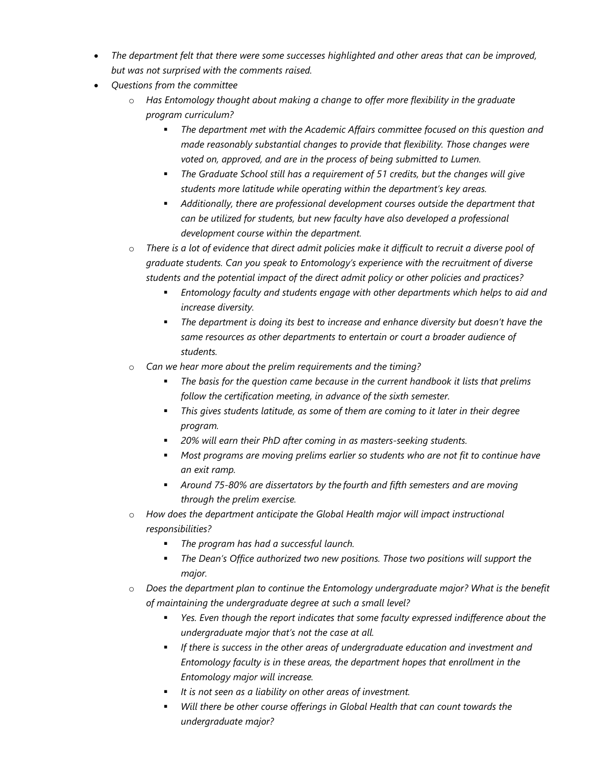- *The department felt that there were some successes highlighted and other areas that can be improved, but was not surprised with the comments raised.*
- *Questions from the committee*
    - *Has Entomology thought about making a change to offer more flexibility in the graduate program curriculum?*
        - *The department met with the Academic Affairs committee focused on this question and made reasonably substantial changes to provide that flexibility. Those changes were voted on, approved, and are in the process of being submitted to Lumen.*
        - *The Graduate School still has a requirement of 51 credits, but the changes will give students more latitude while operating within the department's key areas.*
        - *Additionally, there are professional development courses outside the department that can be utilized for students, but new faculty have also developed a professional development course within the department.*
    - *There is a lot of evidence that direct admit policies make it difficult to recruit a diverse pool of graduate students. Can you speak to Entomology's experience with the recruitment of diverse students and the potential impact of the direct admit policy or other policies and practices?*
        - *Entomology faculty and students engage with other departments which helps to aid and increase diversity.*
        - *The department is doing its best to increase and enhance diversity but doesn't have the same resources as other departments to entertain or court a broader audience of students.*
    - *Can we hear more about the prelim requirements and the timing?*
        - *The basis for the question came because in the current handbook it lists that prelims follow the certification meeting, in advance of the sixth semester.*
        - *This gives students latitude, as some of them are coming to it later in their degree program.*
        - *20% will earn their PhD after coming in as masters-seeking students.*
        - *Most programs are moving prelims earlier so students who are not fit to continue have an exit ramp.*
        - *Around 75-80% are dissertators by the fourth and fifth semesters and are moving through the prelim exercise.*
    - *How does the department anticipate the Global Health major will impact instructional responsibilities?*
        - *The program has had a successful launch.*
        - *The Dean's Office authorized two new positions. Those two positions will support the major.*
    - *Does the department plan to continue the Entomology undergraduate major? What is the benefit of maintaining the undergraduate degree at such a small level?*
        - *Yes. Even though the report indicates that some faculty expressed indifference about the undergraduate major that's not the case at all.*
        - *If there is success in the other areas of undergraduate education and investment and Entomology faculty is in these areas, the department hopes that enrollment in the Entomology major will increase.*
        - *It is not seen as a liability on other areas of investment.*
        - *Will there be other course offerings in Global Health that can count towards the undergraduate major?*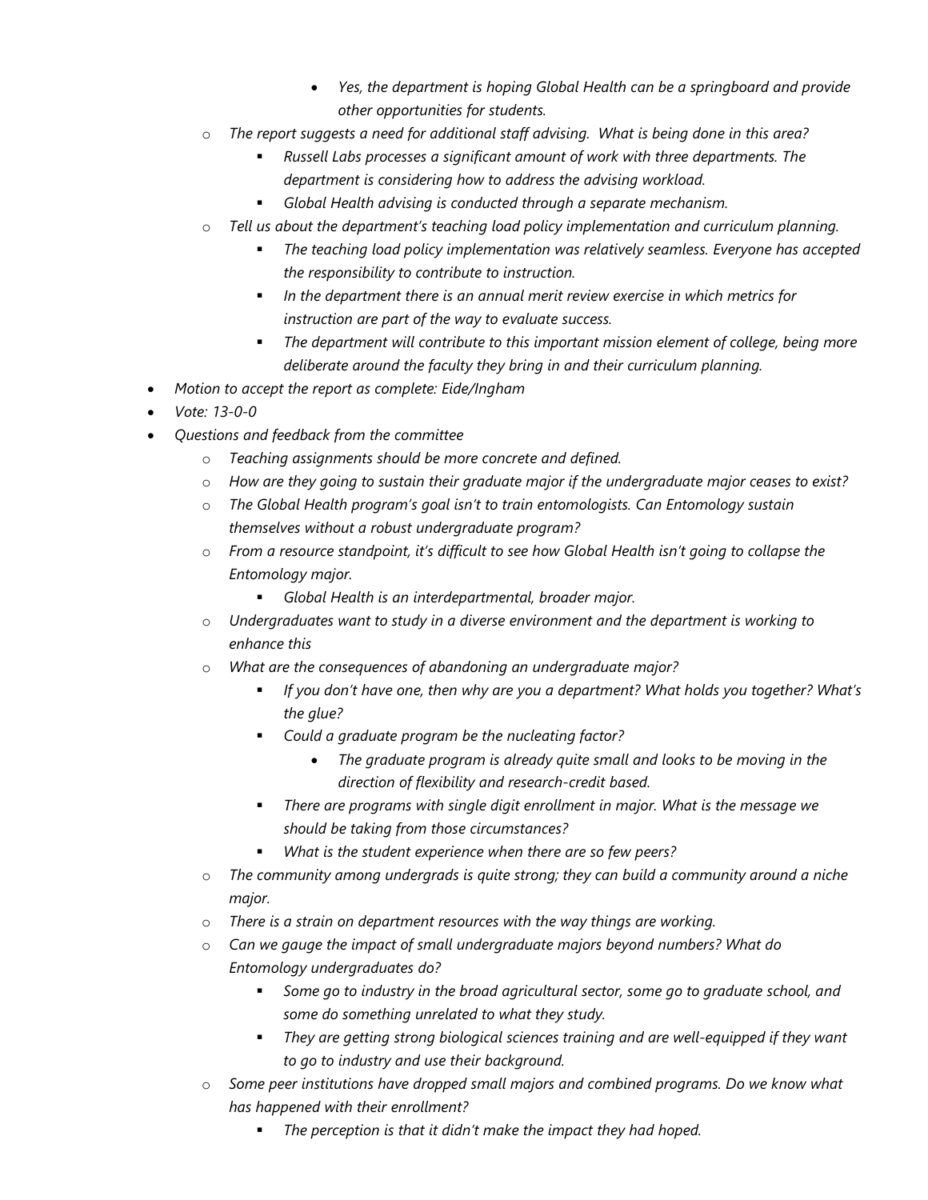- *Yes, the department is hoping Global Health can be a springboard and provide other opportunities for students.*
    - *The report suggests a need for additional staff advising. What is being done in this area?*
        - *Russell Labs processes a significant amount of work with three departments. The department is considering how to address the advising workload.*
        - *Global Health advising is conducted through a separate mechanism.*
    - *Tell us about the department's teaching load policy implementation and curriculum planning.*
        - *The teaching load policy implementation was relatively seamless. Everyone has accepted the responsibility to contribute to instruction.*
        - *In the department there is an annual merit review exercise in which metrics for instruction are part of the way to evaluate success.*
        - *The department will contribute to this important mission element of college, being more deliberate around the faculty they bring in and their curriculum planning.*
- *Motion to accept the report as complete: Eide/Ingham*
- *Vote: 13-0-0*
- *Questions and feedback from the committee*
    - *Teaching assignments should be more concrete and defined.*
    - *How are they going to sustain their graduate major if the undergraduate major ceases to exist?*
    - *The Global Health program's goal isn't to train entomologists. Can Entomology sustain themselves without a robust undergraduate program?*
    - *From a resource standpoint, it's difficult to see how Global Health isn't going to collapse the Entomology major.*
        - *Global Health is an interdepartmental, broader major.*
    - *Undergraduates want to study in a diverse environment and the department is working to enhance this*
    - *What are the consequences of abandoning an undergraduate major?*
        - *If you don't have one, then why are you a department? What holds you together? What's the glue?*
        - *Could a graduate program be the nucleating factor?*
            - *The graduate program is already quite small and looks to be moving in the direction of flexibility and research-credit based.*
        - *There are programs with single digit enrollment in major. What is the message we should be taking from those circumstances?*
        - *What is the student experience when there are so few peers?*
    - *The community among undergrads is quite strong; they can build a community around a niche major.*
    - *There is a strain on department resources with the way things are working.*
    - *Can we gauge the impact of small undergraduate majors beyond numbers? What do Entomology undergraduates do?*
        - *Some go to industry in the broad agricultural sector, some go to graduate school, and some do something unrelated to what they study.*
        - *They are getting strong biological sciences training and are well-equipped if they want to go to industry and use their background.*
    - *Some peer institutions have dropped small majors and combined programs. Do we know what has happened with their enrollment?*
        - *The perception is that it didn't make the impact they had hoped.*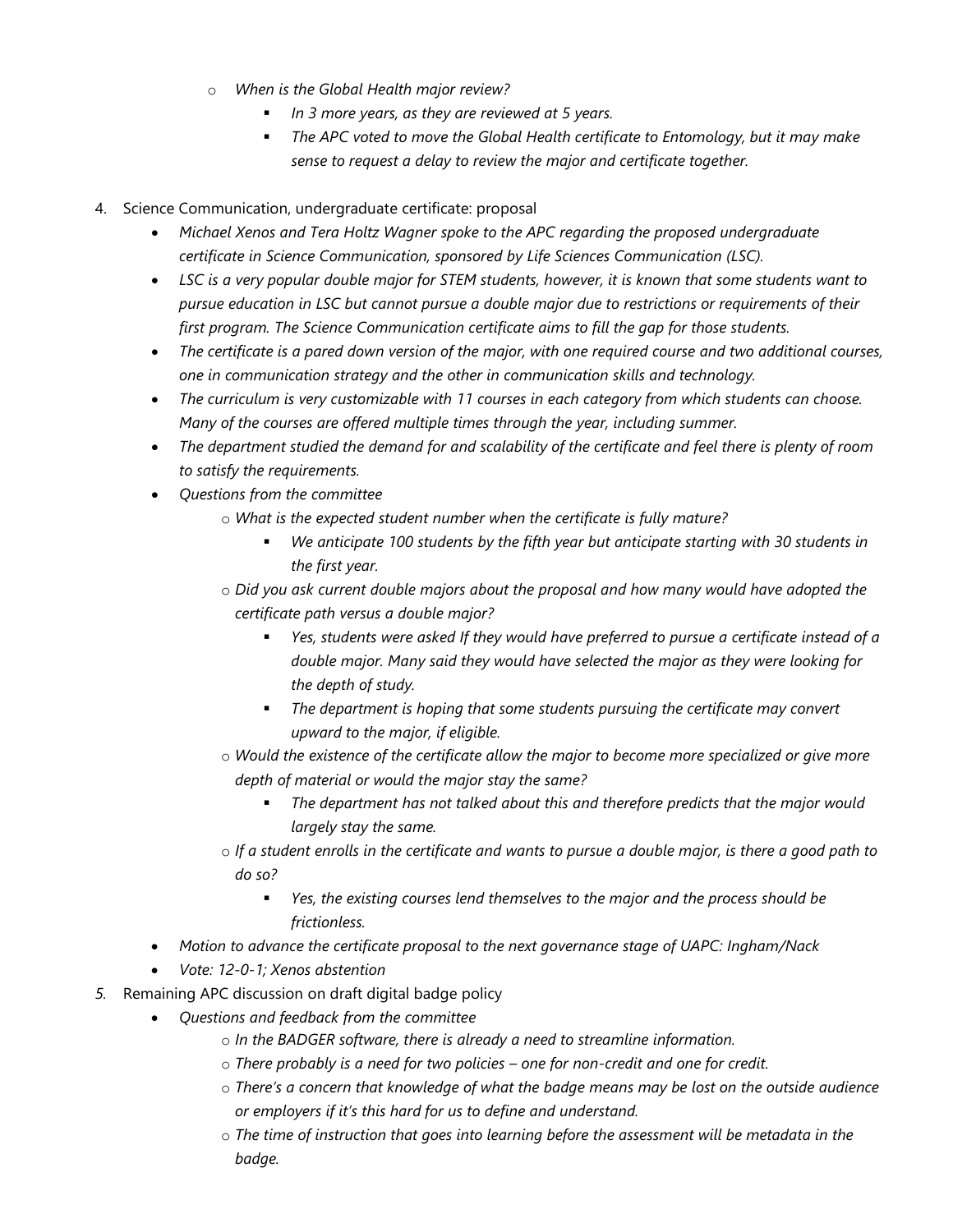- *When is the Global Health major review?*
     - *In 3 more years, as they are reviewed at 5 years.*
     - *The APC voted to move the Global Health certificate to Entomology, but it may make sense to request a delay to review the major and certificate together.*

4. Science Communication, undergraduate certificate: proposal
   - *Michael Xenos and Tera Holtz Wagner spoke to the APC regarding the proposed undergraduate certificate in Science Communication, sponsored by Life Sciences Communication (LSC).*
   - *LSC is a very popular double major for STEM students, however, it is known that some students want to pursue education in LSC but cannot pursue a double major due to restrictions or requirements of their first program. The Science Communication certificate aims to fill the gap for those students.*
   - *The certificate is a pared down version of the major, with one required course and two additional courses, one in communication strategy and the other in communication skills and technology.*
   - *The curriculum is very customizable with 11 courses in each category from which students can choose. Many of the courses are offered multiple times through the year, including summer.*
   - *The department studied the demand for and scalability of the certificate and feel there is plenty of room to satisfy the requirements.*
   - *Questions from the committee*
     - *What is the expected student number when the certificate is fully mature?*
       - *We anticipate 100 students by the fifth year but anticipate starting with 30 students in the first year.*
     - *Did you ask current double majors about the proposal and how many would have adopted the certificate path versus a double major?*
       - *Yes, students were asked If they would have preferred to pursue a certificate instead of a double major. Many said they would have selected the major as they were looking for the depth of study.*
       - *The department is hoping that some students pursuing the certificate may convert upward to the major, if eligible.*
     - *Would the existence of the certificate allow the major to become more specialized or give more depth of material or would the major stay the same?*
       - *The department has not talked about this and therefore predicts that the major would largely stay the same.*
     - *If a student enrolls in the certificate and wants to pursue a double major, is there a good path to do so?*
       - *Yes, the existing courses lend themselves to the major and the process should be frictionless.*
   - *Motion to advance the certificate proposal to the next governance stage of UAPC: Ingham/Nack*
   - *Vote: 12-0-1; Xenos abstention*

5. Remaining APC discussion on draft digital badge policy
   - *Questions and feedback from the committee*
     - *In the BADGER software, there is already a need to streamline information.*
     - *There probably is a need for two policies – one for non-credit and one for credit.*
     - *There's a concern that knowledge of what the badge means may be lost on the outside audience or employers if it's this hard for us to define and understand.*
     - *The time of instruction that goes into learning before the assessment will be metadata in the badge.*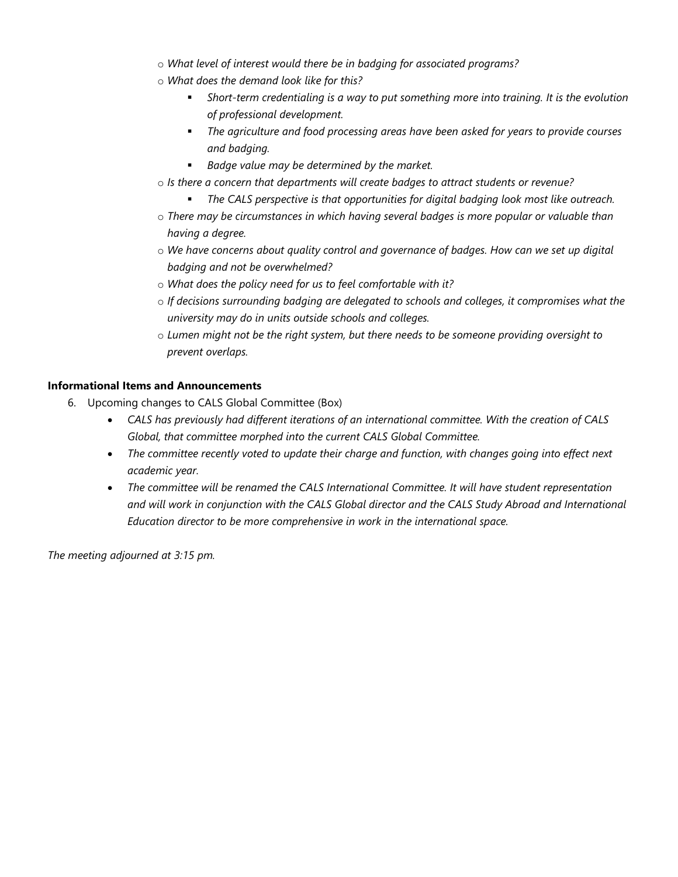- *What level of interest would there be in badging for associated programs?*
  - *What does the demand look like for this?*
    - *Short-term credentialing is a way to put something more into training. It is the evolution of professional development.*
    - *The agriculture and food processing areas have been asked for years to provide courses and badging.*
    - *Badge value may be determined by the market.*
  - *Is there a concern that departments will create badges to attract students or revenue?*
    - *The CALS perspective is that opportunities for digital badging look most like outreach.*
  - *There may be circumstances in which having several badges is more popular or valuable than having a degree.*
  - *We have concerns about quality control and governance of badges. How can we set up digital badging and not be overwhelmed?*
  - *What does the policy need for us to feel comfortable with it?*
  - *If decisions surrounding badging are delegated to schools and colleges, it compromises what the university may do in units outside schools and colleges.*
  - *Lumen might not be the right system, but there needs to be someone providing oversight to prevent overlaps.*

**Informational Items and Announcements**

6. Upcoming changes to CALS Global Committee (Box)
   - *CALS has previously had different iterations of an international committee. With the creation of CALS Global, that committee morphed into the current CALS Global Committee.*
   - *The committee recently voted to update their charge and function, with changes going into effect next academic year.*
   - *The committee will be renamed the CALS International Committee. It will have student representation and will work in conjunction with the CALS Global director and the CALS Study Abroad and International Education director to be more comprehensive in work in the international space.*

*The meeting adjourned at 3:15 pm.*